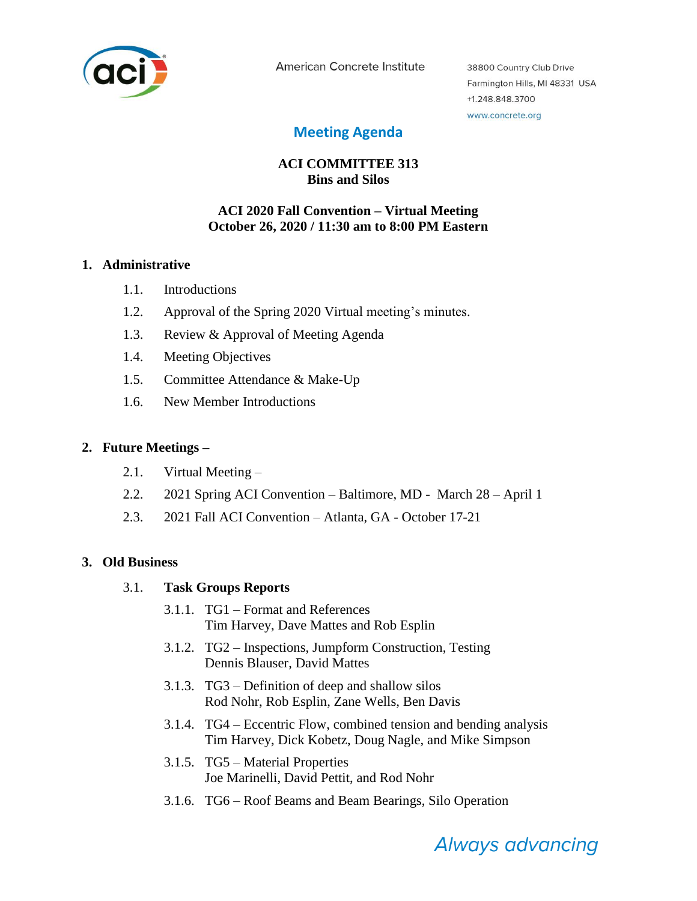American Concrete Institute

38800 Country Club Drive
Farmington Hills, MI 48331 USA
+1.248.848.3700
www.concrete.org

# Meeting Agenda

**ACI COMMITTEE 313**
**Bins and Silos**

**ACI 2020 Fall Convention – Virtual Meeting**
**October 26, 2020 / 11:30 am to 8:00 PM Eastern**

## 1. Administrative

- 1.1. Introductions
- 1.2. Approval of the Spring 2020 Virtual meeting's minutes.
- 1.3. Review & Approval of Meeting Agenda
- 1.4. Meeting Objectives
- 1.5. Committee Attendance & Make-Up
- 1.6. New Member Introductions

## 2. Future Meetings –

- 2.1. Virtual Meeting –
- 2.2. 2021 Spring ACI Convention – Baltimore, MD - March 28 – April 1
- 2.3. 2021 Fall ACI Convention – Atlanta, GA - October 17-21

## 3. Old Business

- 3.1. **Task Groups Reports**
  - 3.1.1. TG1 – Format and References
    Tim Harvey, Dave Mattes and Rob Esplin
  - 3.1.2. TG2 – Inspections, Jumpform Construction, Testing
    Dennis Blauser, David Mattes
  - 3.1.3. TG3 – Definition of deep and shallow silos
    Rod Nohr, Rob Esplin, Zane Wells, Ben Davis
  - 3.1.4. TG4 – Eccentric Flow, combined tension and bending analysis
    Tim Harvey, Dick Kobetz, Doug Nagle, and Mike Simpson
  - 3.1.5. TG5 – Material Properties
    Joe Marinelli, David Pettit, and Rod Nohr
  - 3.1.6. TG6 – Roof Beams and Beam Bearings, Silo Operation

*Always advancing*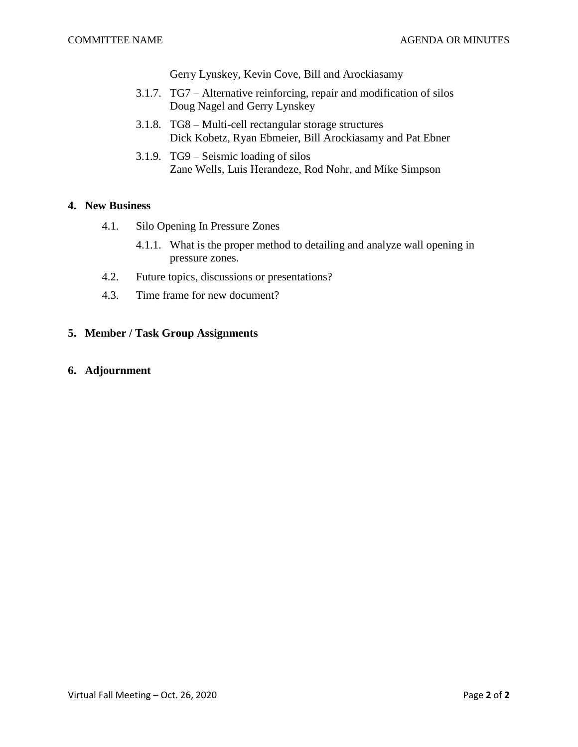Gerry Lynskey, Kevin Cove, Bill and Arockiasamy

3.1.7. TG7 – Alternative reinforcing, repair and modification of silos
Doug Nagel and Gerry Lynskey

3.1.8. TG8 – Multi-cell rectangular storage structures
Dick Kobetz, Ryan Ebmeier, Bill Arockiasamy and Pat Ebner

3.1.9. TG9 – Seismic loading of silos
Zane Wells, Luis Herandeze, Rod Nohr, and Mike Simpson

## 4. New Business

4.1. Silo Opening In Pressure Zones

4.1.1. What is the proper method to detailing and analyze wall opening in pressure zones.

4.2. Future topics, discussions or presentations?

4.3. Time frame for new document?

## 5. Member / Task Group Assignments

## 6. Adjournment